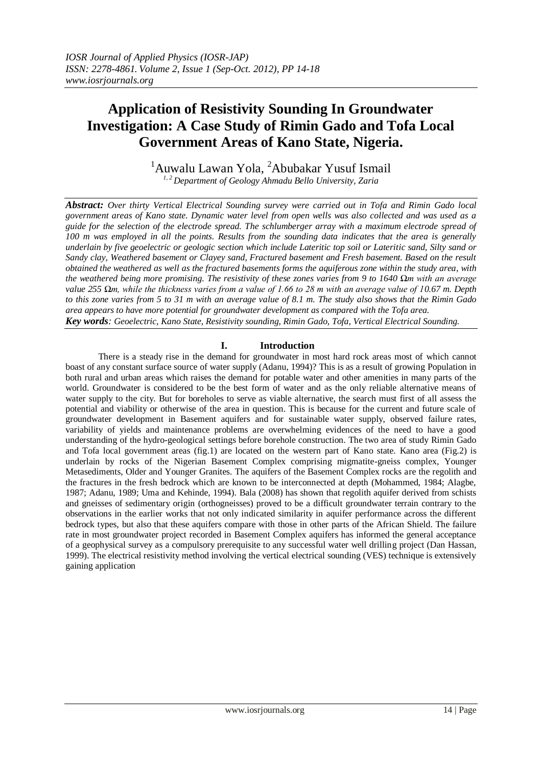# Application of Resistivity Sounding In Groundwater Investigation: A Case Study of Rimin Gado and Tofa Local Government Areas of Kano State, Nigeria.

[1]Auwalu Lawan Yola, [2]Abubakar Yusuf Ismail

*[1,2] Department of Geology Ahmadu Bello University, Zaria*

***Abstract:*** *Over thirty Vertical Electrical Sounding survey were carried out in Tofa and Rimin Gado local government areas of Kano state. Dynamic water level from open wells was also collected and was used as a guide for the selection of the electrode spread. The schlumberger array with a maximum electrode spread of 100 m was employed in all the points. Results from the sounding data indicates that the area is generally underlain by five geoelectric or geologic section which include Lateritic top soil or Lateritic sand, Silty sand or Sandy clay, Weathered basement or Clayey sand, Fractured basement and Fresh basement. Based on the result obtained the weathered as well as the fractured basements forms the aquiferous zone within the study area, with the weathered being more promising. The resistivity of these zones varies from 9 to 1640 Ωm with an average value 255 Ωm, while the thickness varies from a value of 1.66 to 28 m with an average value of 10.67 m. Depth to this zone varies from 5 to 31 m with an average value of 8.1 m. The study also shows that the Rimin Gado area appears to have more potential for groundwater development as compared with the Tofa area.*

***Key words****: Geoelectric, Kano State, Resistivity sounding, Rimin Gado, Tofa, Vertical Electrical Sounding.*

## I. Introduction

There is a steady rise in the demand for groundwater in most hard rock areas most of which cannot boast of any constant surface source of water supply (Adanu, 1994)? This is as a result of growing Population in both rural and urban areas which raises the demand for potable water and other amenities in many parts of the world. Groundwater is considered to be the best form of water and as the only reliable alternative means of water supply to the city. But for boreholes to serve as viable alternative, the search must first of all assess the potential and viability or otherwise of the area in question. This is because for the current and future scale of groundwater development in Basement aquifers and for sustainable water supply, observed failure rates, variability of yields and maintenance problems are overwhelming evidences of the need to have a good understanding of the hydro-geological settings before borehole construction. The two area of study Rimin Gado and Tofa local government areas (fig.1) are located on the western part of Kano state. Kano area (Fig.2) is underlain by rocks of the Nigerian Basement Complex comprising migmatite-gneiss complex, Younger Metasediments, Older and Younger Granites. The aquifers of the Basement Complex rocks are the regolith and the fractures in the fresh bedrock which are known to be interconnected at depth (Mohammed, 1984; Alagbe, 1987; Adanu, 1989; Uma and Kehinde, 1994). Bala (2008) has shown that regolith aquifer derived from schists and gneisses of sedimentary origin (orthogneisses) proved to be a difficult groundwater terrain contrary to the observations in the earlier works that not only indicated similarity in aquifer performance across the different bedrock types, but also that these aquifers compare with those in other parts of the African Shield. The failure rate in most groundwater project recorded in Basement Complex aquifers has informed the general acceptance of a geophysical survey as a compulsory prerequisite to any successful water well drilling project (Dan Hassan, 1999). The electrical resistivity method involving the vertical electrical sounding (VES) technique is extensively gaining application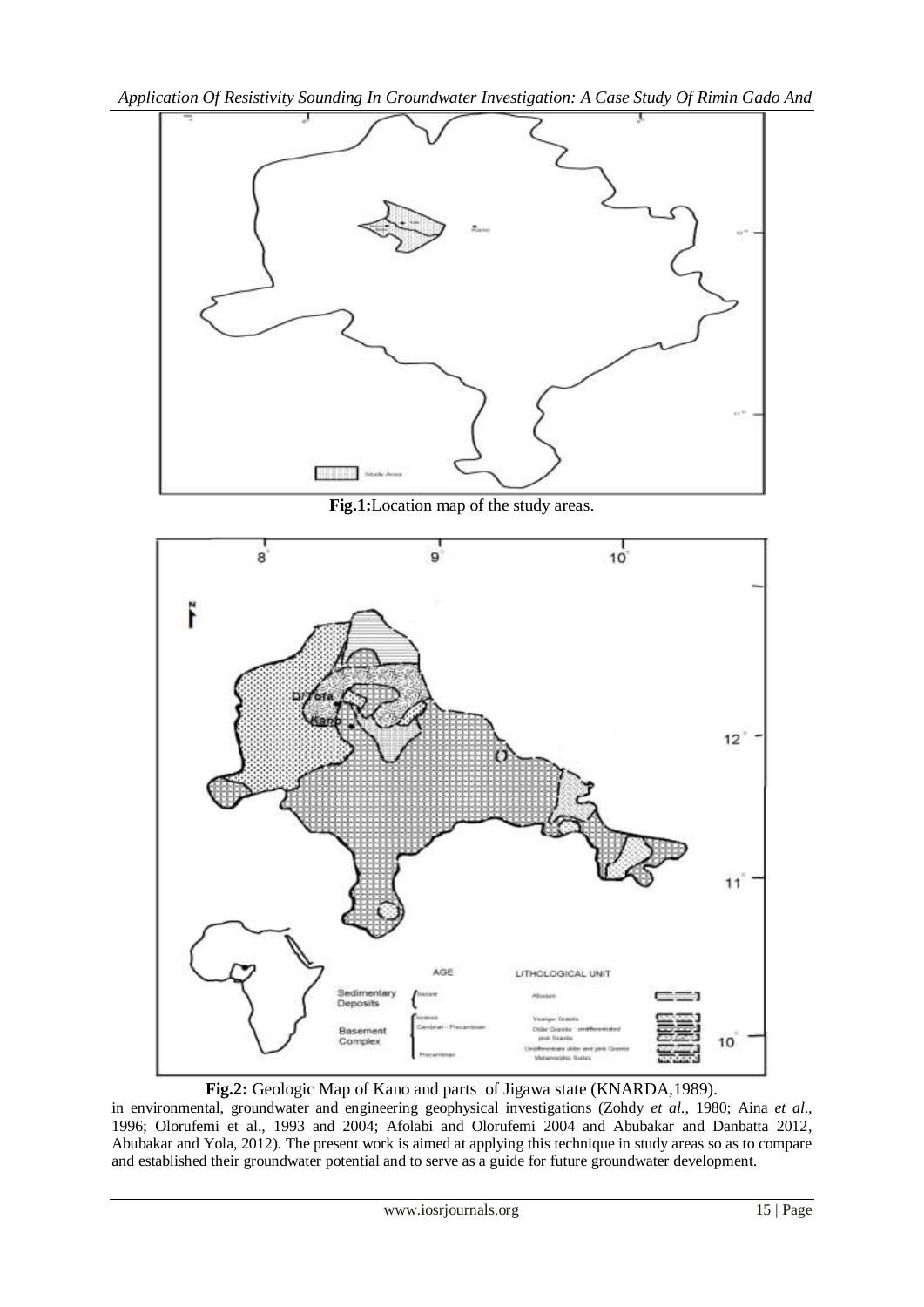Fig.1:Location map of the study areas.

8°

9°

10°

N

D/Tofa

Kano

12°

11°

10°

AGE

LITHOLOGICAL UNIT

Sedimentary Deposits

Recent

Alluvium

Basement Complex

Jurassic

Cambrian - Precambrian

Precambrian

Younger Granite

Older Granite undifferentiated pink Granite

Undifferentiate older and pink Granite

Metamorphic Suites

Fig.2: Geologic Map of Kano and parts of Jigawa state (KNARDA,1989).

in environmental, groundwater and engineering geophysical investigations (Zohdy *et al*., 1980; Aina *et al*., 1996; Olorufemi et al., 1993 and 2004; Afolabi and Olorufemi 2004 and Abubakar and Danbatta 2012, Abubakar and Yola, 2012). The present work is aimed at applying this technique in study areas so as to compare and established their groundwater potential and to serve as a guide for future groundwater development.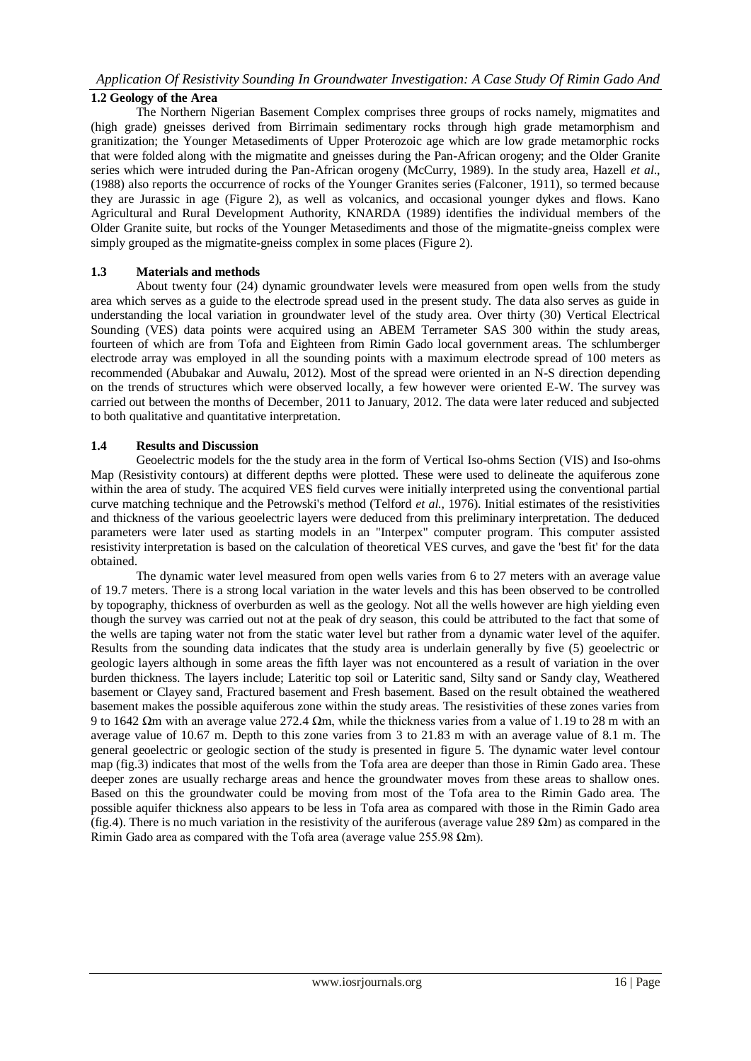## 1.2 Geology of the Area

The Northern Nigerian Basement Complex comprises three groups of rocks namely, migmatites and (high grade) gneisses derived from Birrimain sedimentary rocks through high grade metamorphism and granitization; the Younger Metasediments of Upper Proterozoic age which are low grade metamorphic rocks that were folded along with the migmatite and gneisses during the Pan-African orogeny; and the Older Granite series which were intruded during the Pan-African orogeny (McCurry, 1989). In the study area, Hazell *et al*., (1988) also reports the occurrence of rocks of the Younger Granites series (Falconer, 1911), so termed because they are Jurassic in age (Figure 2), as well as volcanics, and occasional younger dykes and flows. Kano Agricultural and Rural Development Authority, KNARDA (1989) identifies the individual members of the Older Granite suite, but rocks of the Younger Metasediments and those of the migmatite-gneiss complex were simply grouped as the migmatite-gneiss complex in some places (Figure 2).

## 1.3 Materials and methods

About twenty four (24) dynamic groundwater levels were measured from open wells from the study area which serves as a guide to the electrode spread used in the present study. The data also serves as guide in understanding the local variation in groundwater level of the study area. Over thirty (30) Vertical Electrical Sounding (VES) data points were acquired using an ABEM Terrameter SAS 300 within the study areas, fourteen of which are from Tofa and Eighteen from Rimin Gado local government areas. The schlumberger electrode array was employed in all the sounding points with a maximum electrode spread of 100 meters as recommended (Abubakar and Auwalu, 2012). Most of the spread were oriented in an N-S direction depending on the trends of structures which were observed locally, a few however were oriented E-W. The survey was carried out between the months of December, 2011 to January, 2012. The data were later reduced and subjected to both qualitative and quantitative interpretation.

## 1.4 Results and Discussion

Geoelectric models for the the study area in the form of Vertical Iso-ohms Section (VIS) and Iso-ohms Map (Resistivity contours) at different depths were plotted. These were used to delineate the aquiferous zone within the area of study. The acquired VES field curves were initially interpreted using the conventional partial curve matching technique and the Petrowski's method (Telford *et al.,* 1976). Initial estimates of the resistivities and thickness of the various geoelectric layers were deduced from this preliminary interpretation. The deduced parameters were later used as starting models in an "Interpex" computer program. This computer assisted resistivity interpretation is based on the calculation of theoretical VES curves, and gave the 'best fit' for the data obtained.

The dynamic water level measured from open wells varies from 6 to 27 meters with an average value of 19.7 meters. There is a strong local variation in the water levels and this has been observed to be controlled by topography, thickness of overburden as well as the geology. Not all the wells however are high yielding even though the survey was carried out not at the peak of dry season, this could be attributed to the fact that some of the wells are taping water not from the static water level but rather from a dynamic water level of the aquifer. Results from the sounding data indicates that the study area is underlain generally by five (5) geoelectric or geologic layers although in some areas the fifth layer was not encountered as a result of variation in the over burden thickness. The layers include; Lateritic top soil or Lateritic sand, Silty sand or Sandy clay, Weathered basement or Clayey sand, Fractured basement and Fresh basement. Based on the result obtained the weathered basement makes the possible aquiferous zone within the study areas. The resistivities of these zones varies from 9 to 1642 Ωm with an average value 272.4 Ωm, while the thickness varies from a value of 1.19 to 28 m with an average value of 10.67 m. Depth to this zone varies from 3 to 21.83 m with an average value of 8.1 m. The general geoelectric or geologic section of the study is presented in figure 5. The dynamic water level contour map (fig.3) indicates that most of the wells from the Tofa area are deeper than those in Rimin Gado area. These deeper zones are usually recharge areas and hence the groundwater moves from these areas to shallow ones. Based on this the groundwater could be moving from most of the Tofa area to the Rimin Gado area. The possible aquifer thickness also appears to be less in Tofa area as compared with those in the Rimin Gado area (fig.4). There is no much variation in the resistivity of the auriferous (average value 289 Ωm) as compared in the Rimin Gado area as compared with the Tofa area (average value 255.98 Ωm).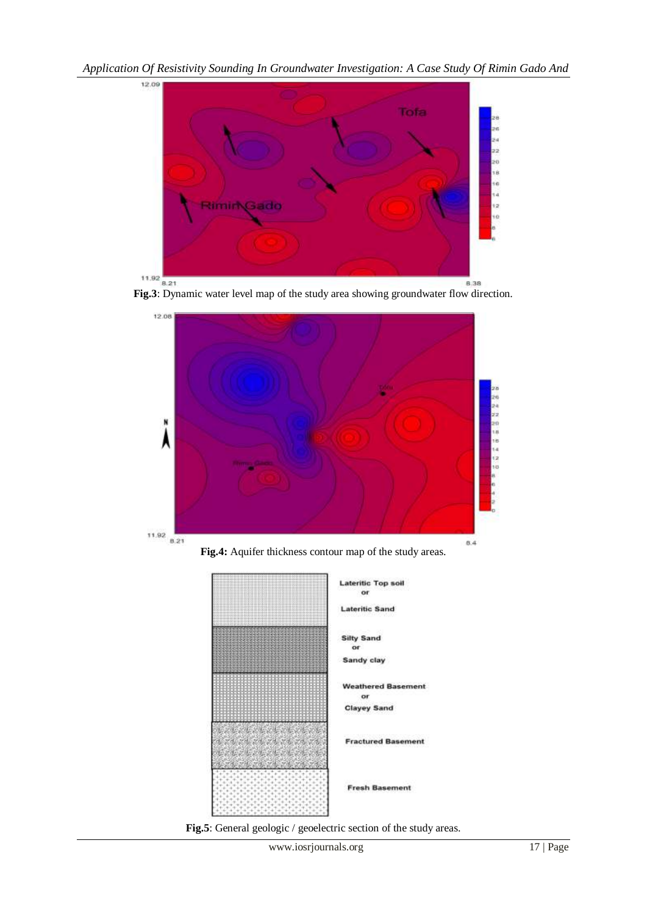12.09

Tofa

Rimin Gado

28
26
24
22
20
18
16
14
12
10
8
6

11.92
8.21
8.38

**Fig.3**: Dynamic water level map of the study area showing groundwater flow direction.

12.08

N

Tofa

Rimin Gado

28
26
24
22
20
18
16
14
12
10
8
6
4
2
0

11.92
8.21
8.4

**Fig.4:** Aquifer thickness contour map of the study areas.

Lateritic Top soil
or
Lateritic Sand

Silty Sand
or
Sandy clay

Weathered Basement
or
Clayey Sand

Fractured Basement

Fresh Basement

**Fig.5**: General geologic / geoelectric section of the study areas.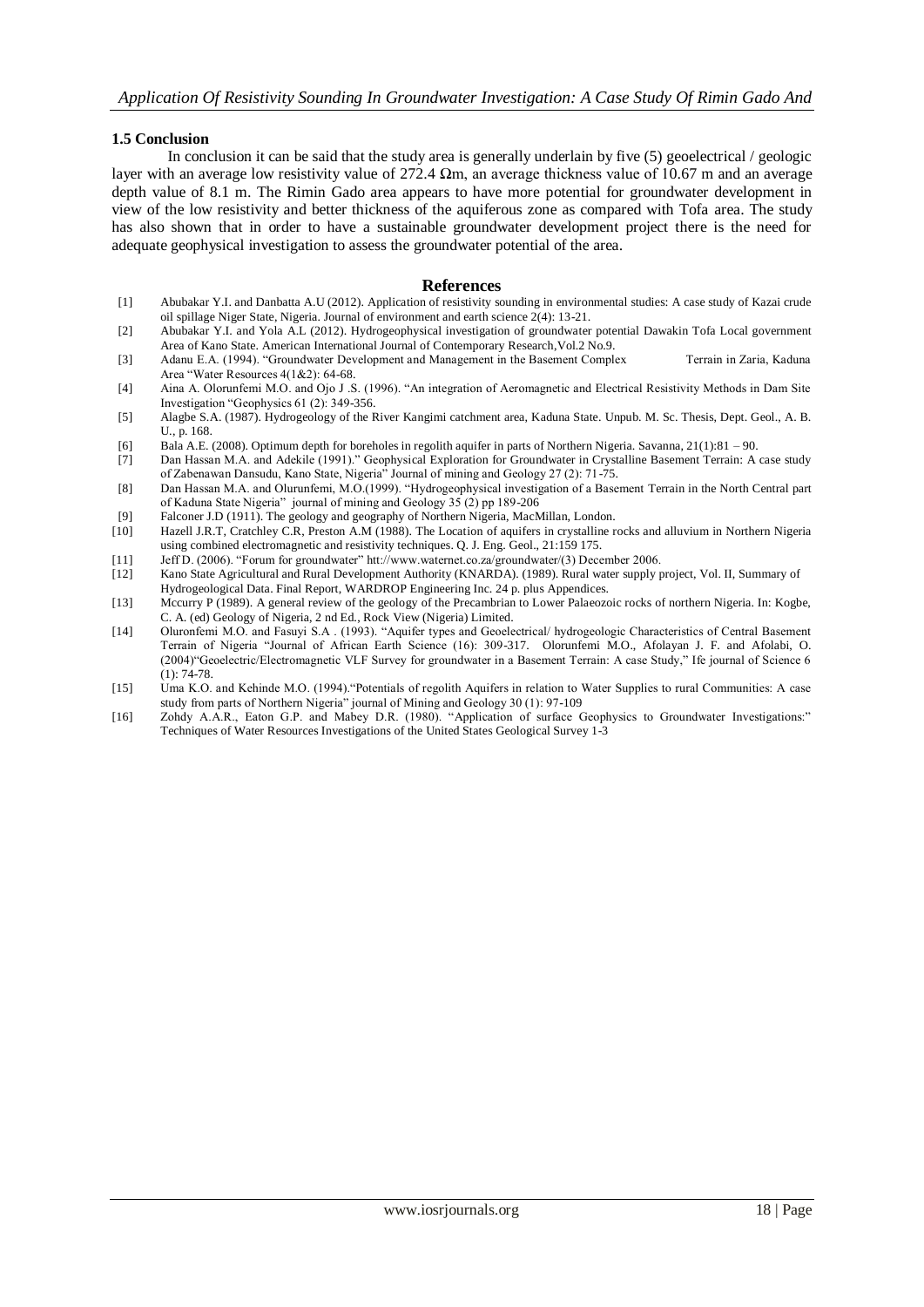### 1.5 Conclusion

In conclusion it can be said that the study area is generally underlain by five (5) geoelectrical / geologic layer with an average low resistivity value of 272.4 Ωm, an average thickness value of 10.67 m and an average depth value of 8.1 m. The Rimin Gado area appears to have more potential for groundwater development in view of the low resistivity and better thickness of the aquiferous zone as compared with Tofa area. The study has also shown that in order to have a sustainable groundwater development project there is the need for adequate geophysical investigation to assess the groundwater potential of the area.

## References

[1] Abubakar Y.I. and Danbatta A.U (2012). Application of resistivity sounding in environmental studies: A case study of Kazai crude oil spillage Niger State, Nigeria. Journal of environment and earth science 2(4): 13-21.

[2] Abubakar Y.I. and Yola A.L (2012). Hydrogeophysical investigation of groundwater potential Dawakin Tofa Local government Area of Kano State. American International Journal of Contemporary Research,Vol.2 No.9.

[3] Adanu E.A. (1994). "Groundwater Development and Management in the Basement Complex Terrain in Zaria, Kaduna Area "Water Resources 4(1&2): 64-68.

[4] Aina A. Olorunfemi M.O. and Ojo J .S. (1996). "An integration of Aeromagnetic and Electrical Resistivity Methods in Dam Site Investigation "Geophysics 61 (2): 349-356.

[5] Alagbe S.A. (1987). Hydrogeology of the River Kangimi catchment area, Kaduna State. Unpub. M. Sc. Thesis, Dept. Geol., A. B. U., p. 168.

[6] Bala A.E. (2008). Optimum depth for boreholes in regolith aquifer in parts of Northern Nigeria. Savanna, 21(1):81 – 90.

[7] Dan Hassan M.A. and Adekile (1991)." Geophysical Exploration for Groundwater in Crystalline Basement Terrain: A case study of Zabenawan Dansudu, Kano State, Nigeria" Journal of mining and Geology 27 (2): 71-75.

[8] Dan Hassan M.A. and Olurunfemi, M.O.(1999). "Hydrogeophysical investigation of a Basement Terrain in the North Central part of Kaduna State Nigeria" journal of mining and Geology 35 (2) pp 189-206

[9] Falconer J.D (1911). The geology and geography of Northern Nigeria, MacMillan, London.

[10] Hazell J.R.T, Cratchley C.R, Preston A.M (1988). The Location of aquifers in crystalline rocks and alluvium in Northern Nigeria using combined electromagnetic and resistivity techniques. Q. J. Eng. Geol., 21:159 175.

[11] Jeff D. (2006). "Forum for groundwater" htt://www.waternet.co.za/groundwater/(3) December 2006.

[12] Kano State Agricultural and Rural Development Authority (KNARDA). (1989). Rural water supply project, Vol. II, Summary of Hydrogeological Data. Final Report, WARDROP Engineering Inc. 24 p. plus Appendices.

[13] Mccurry P (1989). A general review of the geology of the Precambrian to Lower Palaeozoic rocks of northern Nigeria. In: Kogbe, C. A. (ed) Geology of Nigeria, 2 nd Ed., Rock View (Nigeria) Limited.

[14] Oluronfemi M.O. and Fasuyi S.A . (1993). "Aquifer types and Geoelectrical/ hydrogeologic Characteristics of Central Basement Terrain of Nigeria "Journal of African Earth Science (16): 309-317. Olorunfemi M.O., Afolayan J. F. and Afolabi, O. (2004)"Geoelectric/Electromagnetic VLF Survey for groundwater in a Basement Terrain: A case Study," Ife journal of Science 6 (1): 74-78.

[15] Uma K.O. and Kehinde M.O. (1994)."Potentials of regolith Aquifers in relation to Water Supplies to rural Communities: A case study from parts of Northern Nigeria" journal of Mining and Geology 30 (1): 97-109

[16] Zohdy A.A.R., Eaton G.P. and Mabey D.R. (1980). "Application of surface Geophysics to Groundwater Investigations:" Techniques of Water Resources Investigations of the United States Geological Survey 1-3